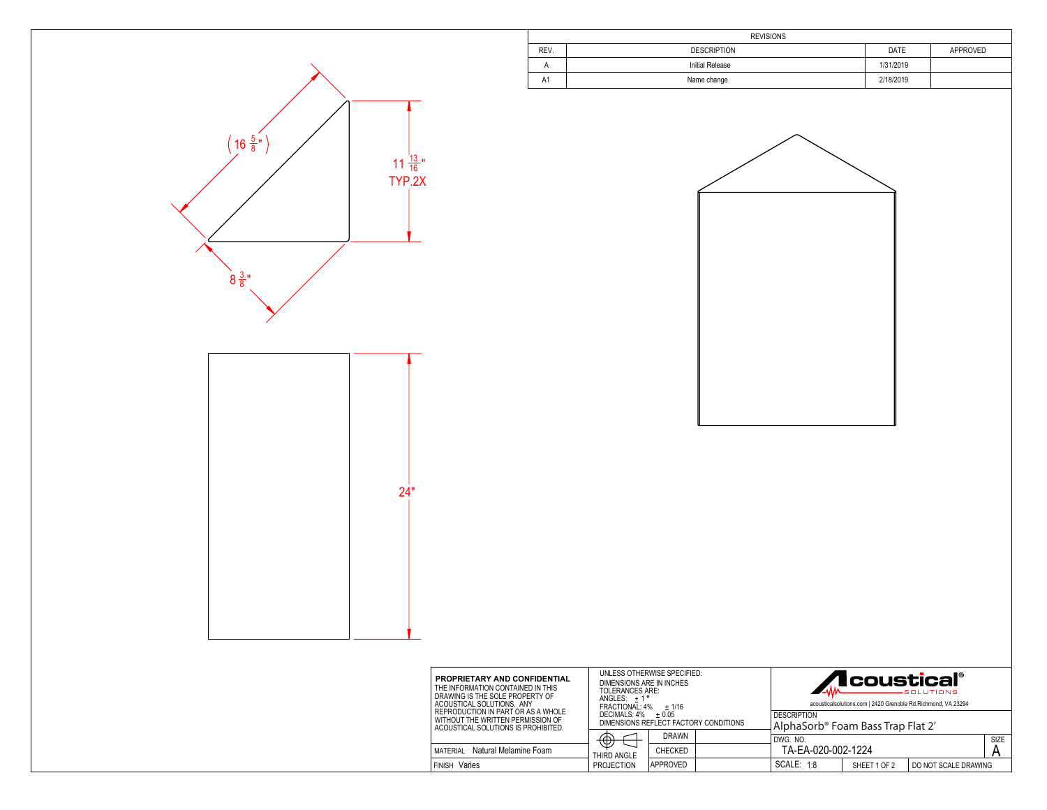(16 5/8")

11 13/16"
TYP.2X

8 3/8"

24"

| REVISIONS | | | |
|---|---|---|---|
| REV. | DESCRIPTION | DATE | APPROVED |
| A | Initial Release | 1/31/2019 | |
| A1 | Name change | 2/18/2019 | |

**PROPRIETARY AND CONFIDENTIAL**
THE INFORMATION CONTAINED IN THIS DRAWING IS THE SOLE PROPERTY OF ACOUSTICAL SOLUTIONS. ANY REPRODUCTION IN PART OR AS A WHOLE WITHOUT THE WRITTEN PERMISSION OF ACOUSTICAL SOLUTIONS IS PROHIBITED.

UNLESS OTHERWISE SPECIFIED:
DIMENSIONS ARE IN INCHES
TOLERANCES ARE:
ANGLES: ± 1 °
FRACTIONAL: 4% ± 1/16
DECIMALS: 4% ± 0.05
DIMENSIONS REFLECT FACTORY CONDITIONS

Acoustical SOLUTIONS
acousticalsolutions.com | 2420 Grenoble Rd.Richmond, VA 23294

| | | | | |
|---|---|---|---|---|
| MATERIAL Natural Melamine Foam | THIRD ANGLE PROJECTION | DRAWN | | DESCRIPTION AlphaSorb® Foam Bass Trap Flat 2' |
| | | CHECKED | | DWG. NO. TA-EA-020-002-1224 — SIZE A |
| FINISH Varies | | APPROVED | | SCALE: 1:8 — SHEET 1 OF 2 — DO NOT SCALE DRAWING |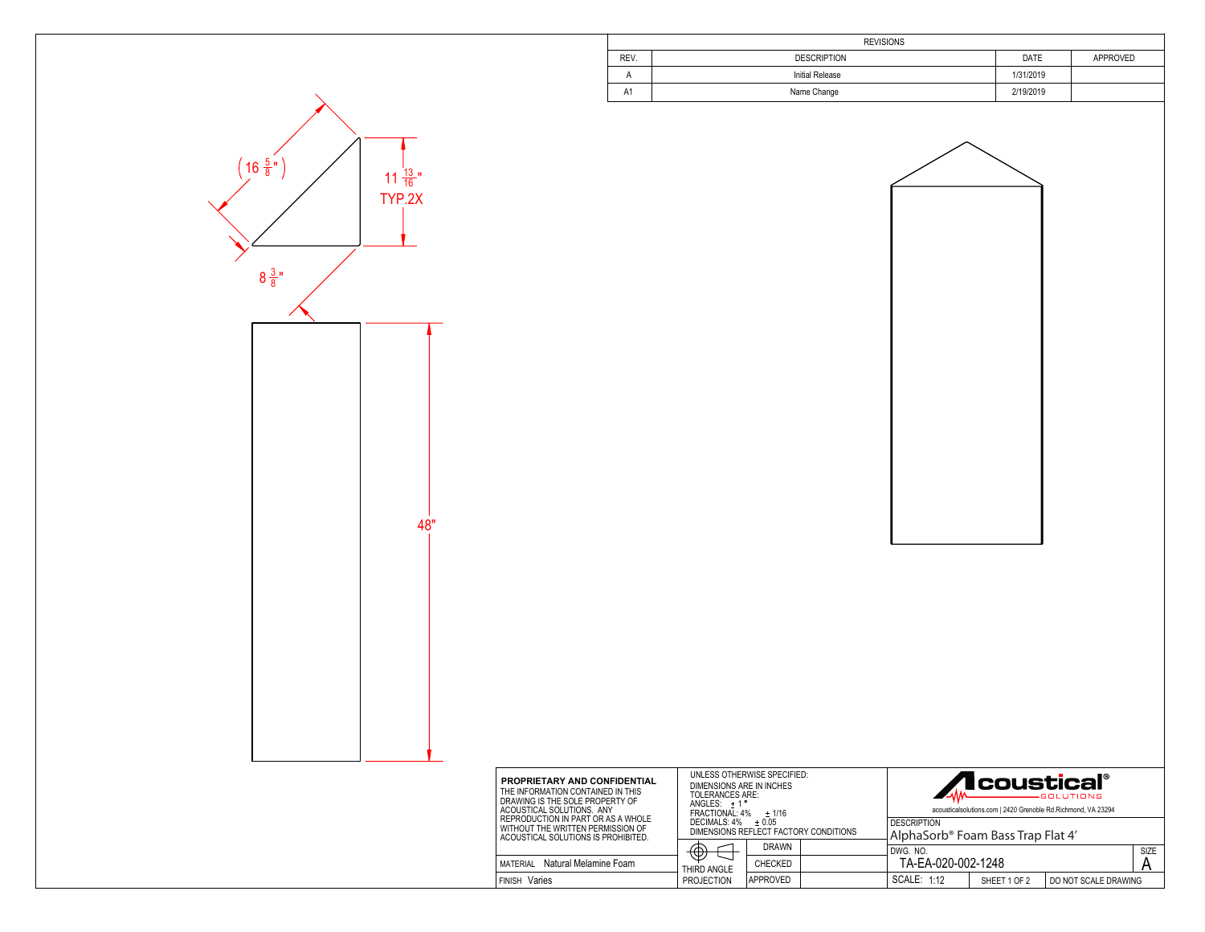| REVISIONS | | | |
|---|---|---|---|
| REV. | DESCRIPTION | DATE | APPROVED |
| A | Initial Release | 1/31/2019 | |
| A1 | Name Change | 2/19/2019 | |

(16 5/8")

11 13/16"
TYP.2X

8 3/8"

48"

**PROPRIETARY AND CONFIDENTIAL**
THE INFORMATION CONTAINED IN THIS DRAWING IS THE SOLE PROPERTY OF ACOUSTICAL SOLUTIONS. ANY REPRODUCTION IN PART OR AS A WHOLE WITHOUT THE WRITTEN PERMISSION OF ACOUSTICAL SOLUTIONS IS PROHIBITED.

UNLESS OTHERWISE SPECIFIED:
DIMENSIONS ARE IN INCHES
TOLERANCES ARE:
ANGLES: ± 1°
FRACTIONAL: 4% ± 1/16
DECIMALS: 4% ± 0.05
DIMENSIONS REFLECT FACTORY CONDITIONS

Acoustical SOLUTIONS
acousticalsolutions.com | 2420 Grenoble Rd.Richmond, VA 23294

| | | | |
|---|---|---|---|
| MATERIAL Natural Melamine Foam | THIRD ANGLE PROJECTION | DRAWN | |
| | | CHECKED | |
| FINISH Varies | | APPROVED | |

DESCRIPTION
AlphaSorb® Foam Bass Trap Flat 4'

| DWG. NO. | | | SIZE |
|---|---|---|---|
| TA-EA-020-002-1248 | | | A |
| SCALE: 1:12 | SHEET 1 OF 2 | DO NOT SCALE DRAWING | |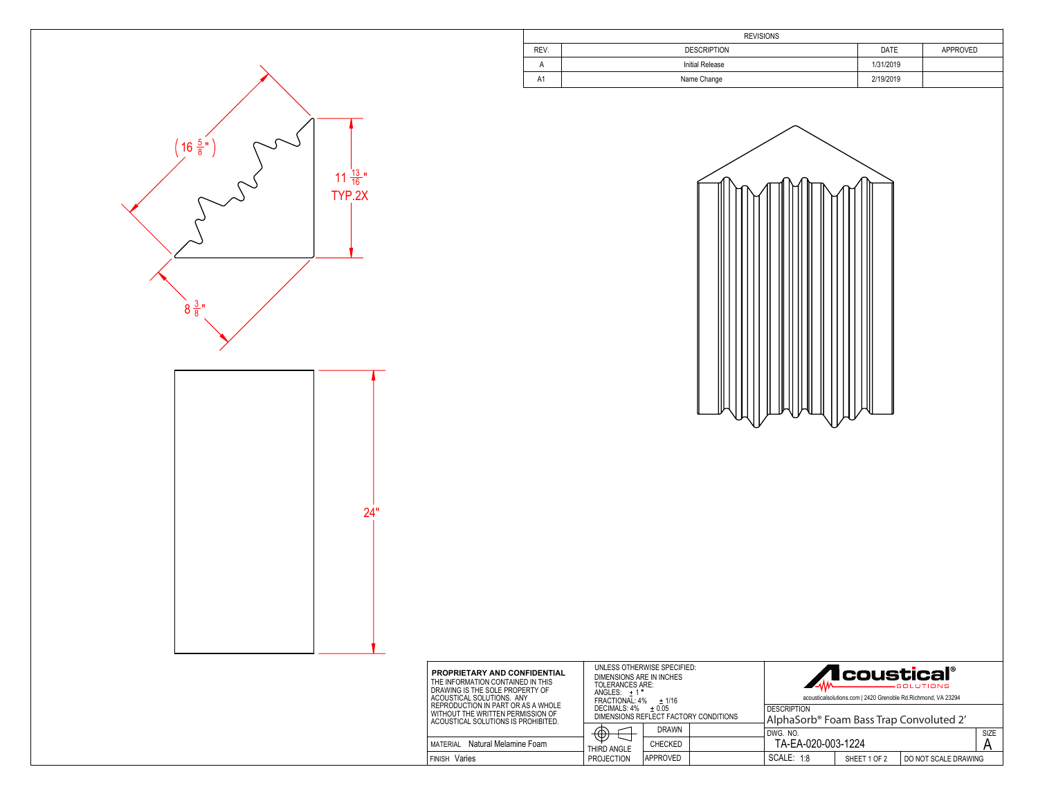| REVISIONS | | | |
|---|---|---|---|
| REV. | DESCRIPTION | DATE | APPROVED |
| A | Initial Release | 1/31/2019 | |
| A1 | Name Change | 2/19/2019 | |

(16 5/8")

11 13/16" TYP.2X

8 3/8"

24"

**PROPRIETARY AND CONFIDENTIAL**
THE INFORMATION CONTAINED IN THIS DRAWING IS THE SOLE PROPERTY OF ACOUSTICAL SOLUTIONS. ANY REPRODUCTION IN PART OR AS A WHOLE WITHOUT THE WRITTEN PERMISSION OF ACOUSTICAL SOLUTIONS IS PROHIBITED.

UNLESS OTHERWISE SPECIFIED:
DIMENSIONS ARE IN INCHES
TOLERANCES ARE:
ANGLES: ± 1 °
FRACTIONAL: 4% ± 1/16
DECIMALS: 4% ± 0.05
DIMENSIONS REFLECT FACTORY CONDITIONS

Acoustical SOLUTIONS®
acousticalsolutions.com | 2420 Grenoble Rd.Richmond, VA 23294

| | | | |
|---|---|---|---|
| MATERIAL Natural Melamine Foam | THIRD ANGLE PROJECTION | DRAWN | |
| | | CHECKED | |
| FINISH Varies | | APPROVED | |

| DESCRIPTION | | | |
|---|---|---|---|
| AlphaSorb® Foam Bass Trap Convoluted 2' | | | |
| DWG. NO. TA-EA-020-003-1224 | | | SIZE A |
| SCALE: 1:8 | SHEET 1 OF 2 | DO NOT SCALE DRAWING | |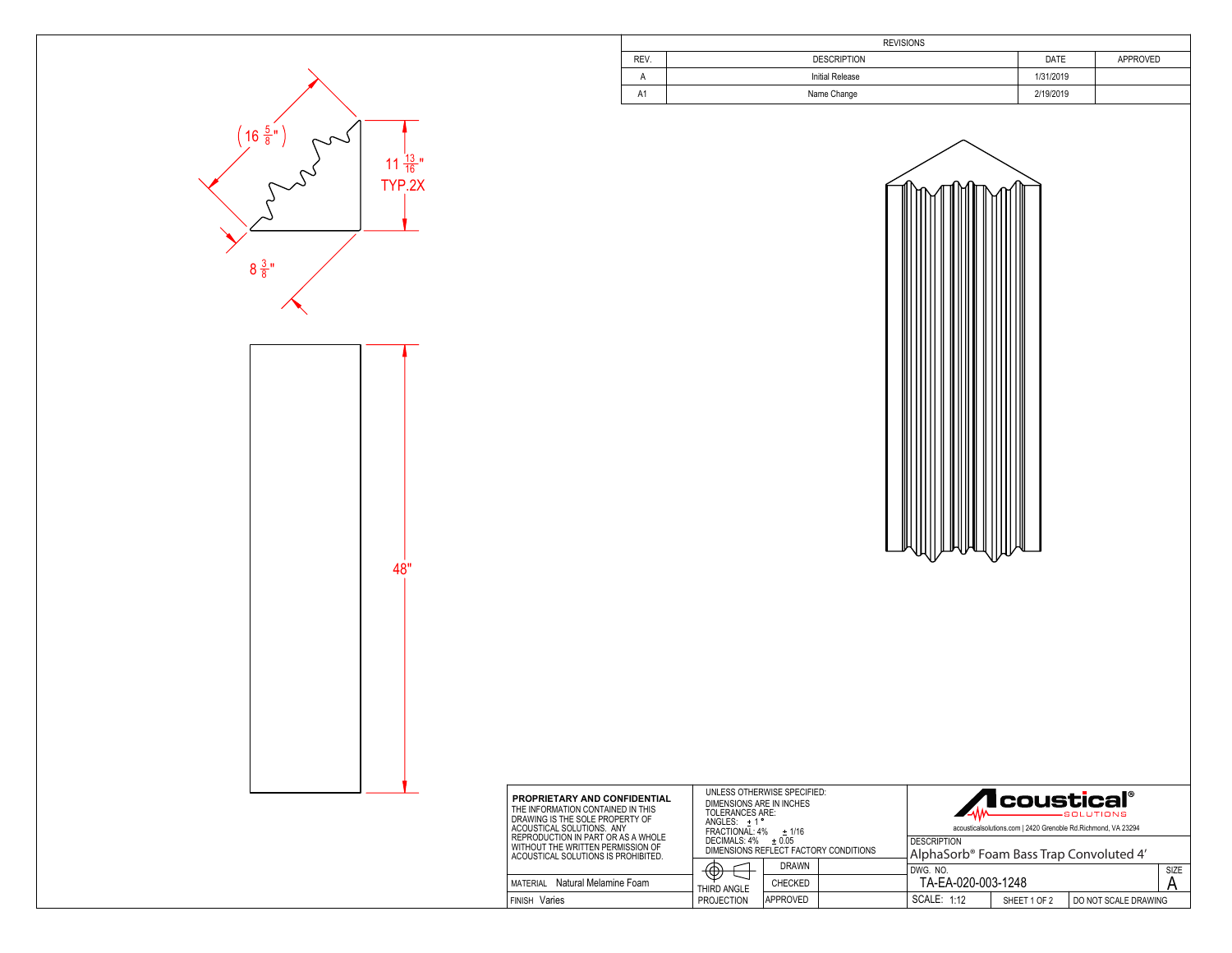| REVISIONS | | | |
|---|---|---|---|
| REV. | DESCRIPTION | DATE | APPROVED |
| A | Initial Release | 1/31/2019 | |
| A1 | Name Change | 2/19/2019 | |

(16 5/8")

11 13/16"
TYP.2X

8 3/8"

48"

**PROPRIETARY AND CONFIDENTIAL**
THE INFORMATION CONTAINED IN THIS DRAWING IS THE SOLE PROPERTY OF ACOUSTICAL SOLUTIONS. ANY REPRODUCTION IN PART OR AS A WHOLE WITHOUT THE WRITTEN PERMISSION OF ACOUSTICAL SOLUTIONS IS PROHIBITED.

UNLESS OTHERWISE SPECIFIED:
DIMENSIONS ARE IN INCHES
TOLERANCES ARE:
ANGLES: ± 1°
FRACTIONAL: 4% ± 1/16
DECIMALS: 4% ± 0.05
DIMENSIONS REFLECT FACTORY CONDITIONS

Acoustical® SOLUTIONS
acousticalsolutions.com | 2420 Grenoble Rd.Richmond, VA 23294

| | | | |
|---|---|---|---|
| MATERIAL Natural Melamine Foam | THIRD ANGLE PROJECTION | DRAWN | |
| | | CHECKED | |
| FINISH Varies | | APPROVED | |

DESCRIPTION
AlphaSorb® Foam Bass Trap Convoluted 4'

DWG. NO. TA-EA-020-003-1248

SIZE A

SCALE: 1:12 | SHEET 1 OF 2 | DO NOT SCALE DRAWING